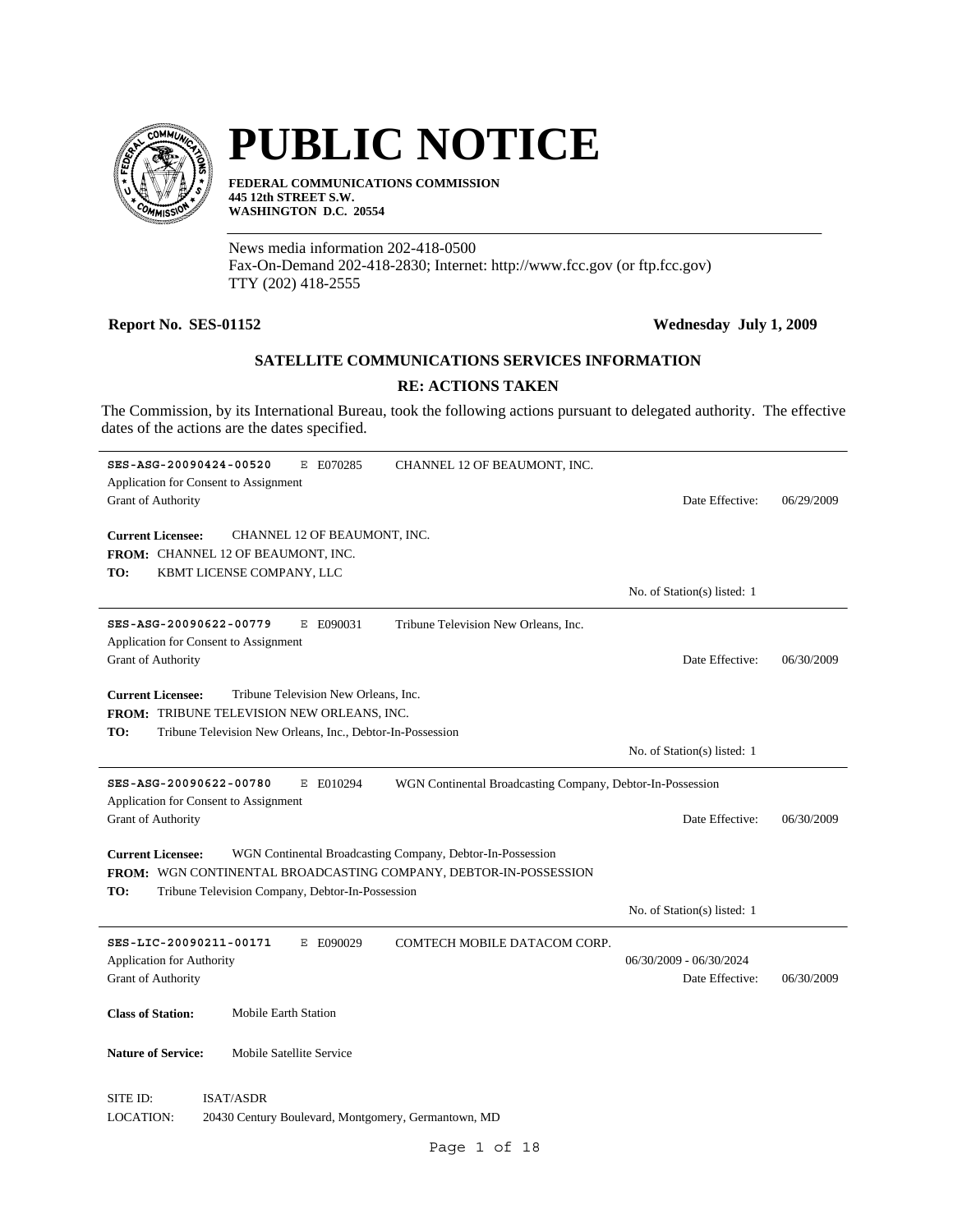# PUBLIC NOTICE

**FEDERAL COMMUNICATIONS COMMISSION**
**445 12th STREET S.W.**
**WASHINGTON D.C. 20554**

News media information 202-418-0500
Fax-On-Demand 202-418-2830; Internet: http://www.fcc.gov (or ftp.fcc.gov)
TTY (202) 418-2555

**Report No. SES-01152** **Wednesday July 1, 2009**

**SATELLITE COMMUNICATIONS SERVICES INFORMATION**

**RE: ACTIONS TAKEN**

The Commission, by its International Bureau, took the following actions pursuant to delegated authority. The effective dates of the actions are the dates specified.

---

**SES-ASG-20090424-00520** E E070285 CHANNEL 12 OF BEAUMONT, INC.
Application for Consent to Assignment
Grant of Authority Date Effective: 06/29/2009

**Current Licensee:** CHANNEL 12 OF BEAUMONT, INC.
**FROM:** CHANNEL 12 OF BEAUMONT, INC.
**TO:** KBMT LICENSE COMPANY, LLC

No. of Station(s) listed: 1

---

**SES-ASG-20090622-00779** E E090031 Tribune Television New Orleans, Inc.
Application for Consent to Assignment
Grant of Authority Date Effective: 06/30/2009

**Current Licensee:** Tribune Television New Orleans, Inc.
**FROM:** TRIBUNE TELEVISION NEW ORLEANS, INC.
**TO:** Tribune Television New Orleans, Inc., Debtor-In-Possession

No. of Station(s) listed: 1

---

**SES-ASG-20090622-00780** E E010294 WGN Continental Broadcasting Company, Debtor-In-Possession
Application for Consent to Assignment
Grant of Authority Date Effective: 06/30/2009

**Current Licensee:** WGN Continental Broadcasting Company, Debtor-In-Possession
**FROM:** WGN CONTINENTAL BROADCASTING COMPANY, DEBTOR-IN-POSSESSION
**TO:** Tribune Television Company, Debtor-In-Possession

No. of Station(s) listed: 1

---

**SES-LIC-20090211-00171** E E090029 COMTECH MOBILE DATACOM CORP.
Application for Authority 06/30/2009 - 06/30/2024
Grant of Authority Date Effective: 06/30/2009

**Class of Station:** Mobile Earth Station

**Nature of Service:** Mobile Satellite Service

SITE ID: ISAT/ASDR
LOCATION: 20430 Century Boulevard, Montgomery, Germantown, MD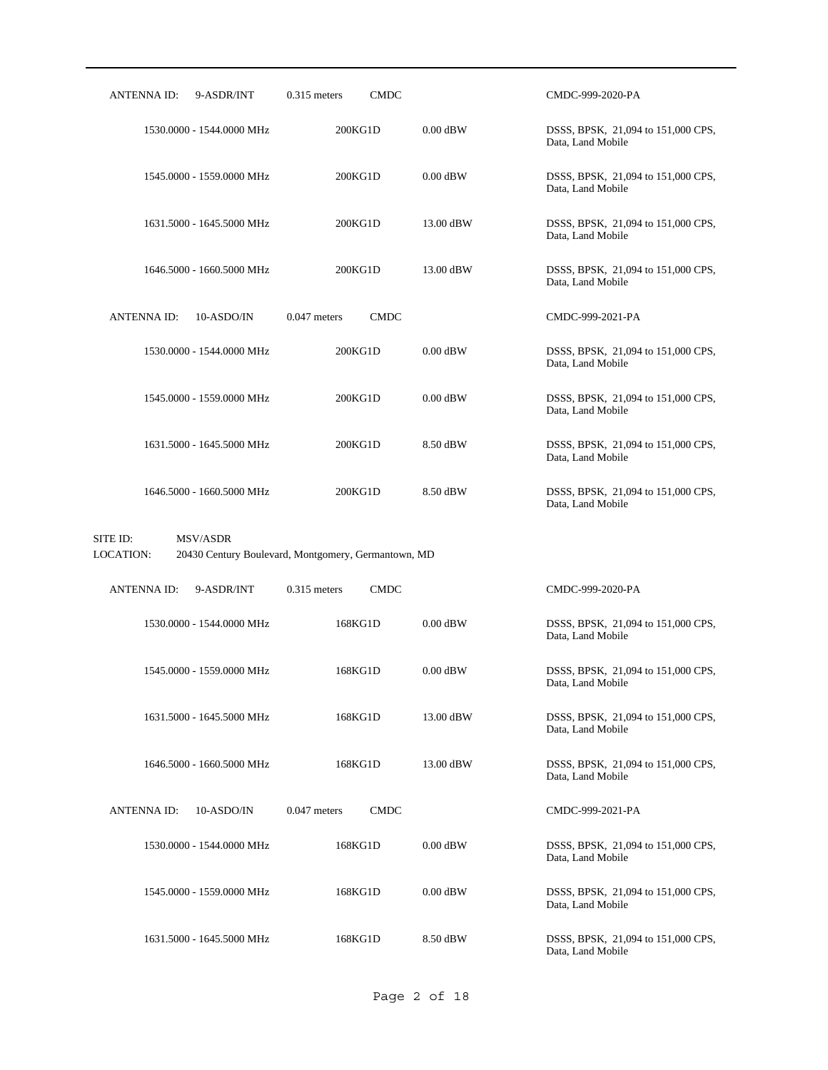| ANTENNA ID: | 9-ASDR/INT | 0.315 meters | CMDC | CMDC-999-2020-PA |
|---|---|---|---|---|
| | 1530.0000 - 1544.0000 MHz | 200KG1D | 0.00 dBW | DSSS, BPSK, 21,094 to 151,000 CPS, Data, Land Mobile |
| | 1545.0000 - 1559.0000 MHz | 200KG1D | 0.00 dBW | DSSS, BPSK, 21,094 to 151,000 CPS, Data, Land Mobile |
| | 1631.5000 - 1645.5000 MHz | 200KG1D | 13.00 dBW | DSSS, BPSK, 21,094 to 151,000 CPS, Data, Land Mobile |
| | 1646.5000 - 1660.5000 MHz | 200KG1D | 13.00 dBW | DSSS, BPSK, 21,094 to 151,000 CPS, Data, Land Mobile |

| ANTENNA ID: | 10-ASDO/IN | 0.047 meters | CMDC | CMDC-999-2021-PA |
|---|---|---|---|---|
| | 1530.0000 - 1544.0000 MHz | 200KG1D | 0.00 dBW | DSSS, BPSK, 21,094 to 151,000 CPS, Data, Land Mobile |
| | 1545.0000 - 1559.0000 MHz | 200KG1D | 0.00 dBW | DSSS, BPSK, 21,094 to 151,000 CPS, Data, Land Mobile |
| | 1631.5000 - 1645.5000 MHz | 200KG1D | 8.50 dBW | DSSS, BPSK, 21,094 to 151,000 CPS, Data, Land Mobile |
| | 1646.5000 - 1660.5000 MHz | 200KG1D | 8.50 dBW | DSSS, BPSK, 21,094 to 151,000 CPS, Data, Land Mobile |

SITE ID: MSV/ASDR
LOCATION: 20430 Century Boulevard, Montgomery, Germantown, MD

| ANTENNA ID: | 9-ASDR/INT | 0.315 meters | CMDC | CMDC-999-2020-PA |
|---|---|---|---|---|
| | 1530.0000 - 1544.0000 MHz | 168KG1D | 0.00 dBW | DSSS, BPSK, 21,094 to 151,000 CPS, Data, Land Mobile |
| | 1545.0000 - 1559.0000 MHz | 168KG1D | 0.00 dBW | DSSS, BPSK, 21,094 to 151,000 CPS, Data, Land Mobile |
| | 1631.5000 - 1645.5000 MHz | 168KG1D | 13.00 dBW | DSSS, BPSK, 21,094 to 151,000 CPS, Data, Land Mobile |
| | 1646.5000 - 1660.5000 MHz | 168KG1D | 13.00 dBW | DSSS, BPSK, 21,094 to 151,000 CPS, Data, Land Mobile |

| ANTENNA ID: | 10-ASDO/IN | 0.047 meters | CMDC | CMDC-999-2021-PA |
|---|---|---|---|---|
| | 1530.0000 - 1544.0000 MHz | 168KG1D | 0.00 dBW | DSSS, BPSK, 21,094 to 151,000 CPS, Data, Land Mobile |
| | 1545.0000 - 1559.0000 MHz | 168KG1D | 0.00 dBW | DSSS, BPSK, 21,094 to 151,000 CPS, Data, Land Mobile |
| | 1631.5000 - 1645.5000 MHz | 168KG1D | 8.50 dBW | DSSS, BPSK, 21,094 to 151,000 CPS, Data, Land Mobile |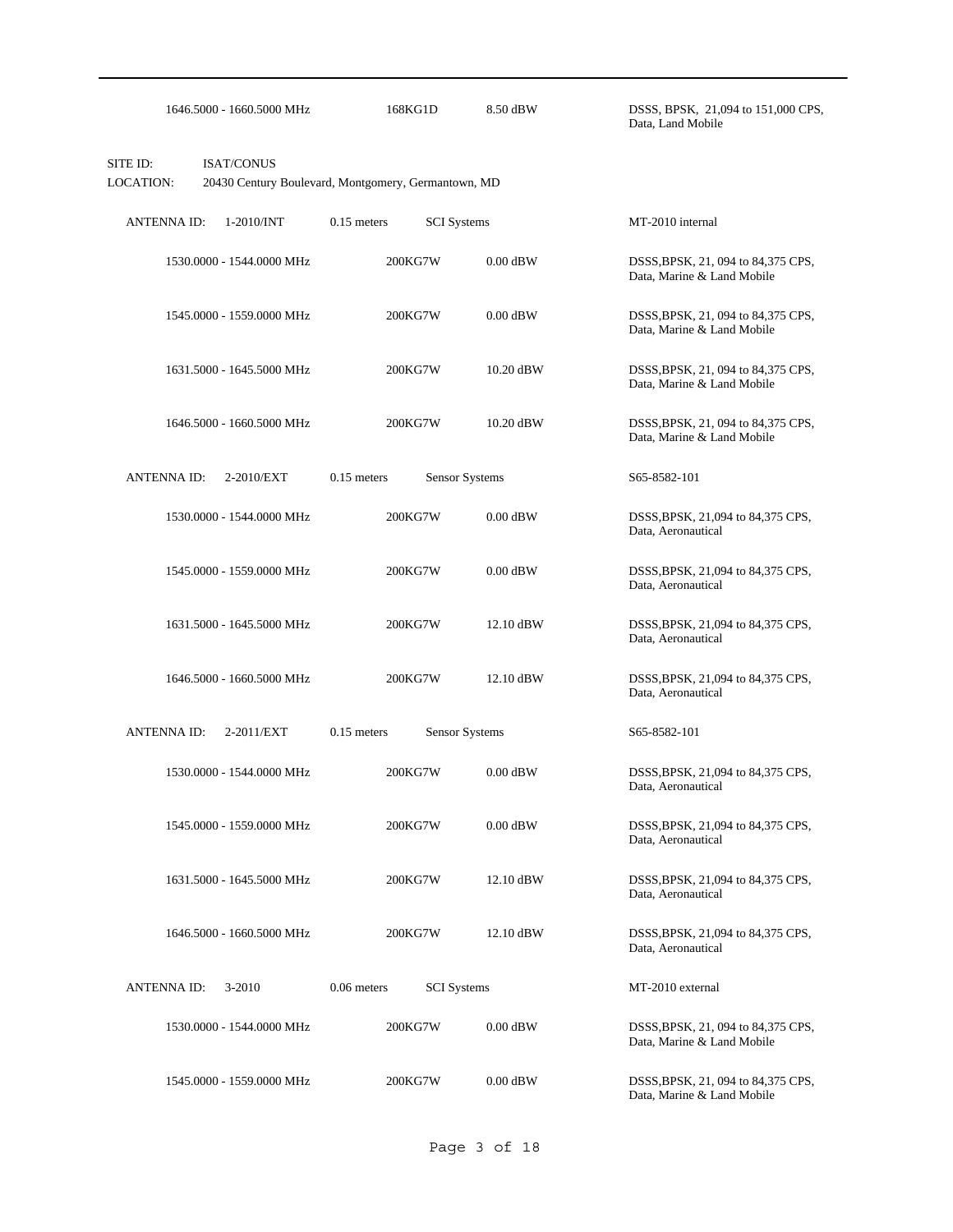| | | | |
|---|---|---|---|
| 1646.5000 - 1660.5000 MHz | 168KG1D | 8.50 dBW | DSSS, BPSK, 21,094 to 151,000 CPS, Data, Land Mobile |

SITE ID: ISAT/CONUS
LOCATION: 20430 Century Boulevard, Montgomery, Germantown, MD

ANTENNA ID: 1-2010/INT | 0.15 meters | SCI Systems | MT-2010 internal

| | | | |
|---|---|---|---|
| 1530.0000 - 1544.0000 MHz | 200KG7W | 0.00 dBW | DSSS,BPSK, 21, 094 to 84,375 CPS, Data, Marine & Land Mobile |
| 1545.0000 - 1559.0000 MHz | 200KG7W | 0.00 dBW | DSSS,BPSK, 21, 094 to 84,375 CPS, Data, Marine & Land Mobile |
| 1631.5000 - 1645.5000 MHz | 200KG7W | 10.20 dBW | DSSS,BPSK, 21, 094 to 84,375 CPS, Data, Marine & Land Mobile |
| 1646.5000 - 1660.5000 MHz | 200KG7W | 10.20 dBW | DSSS,BPSK, 21, 094 to 84,375 CPS, Data, Marine & Land Mobile |

ANTENNA ID: 2-2010/EXT | 0.15 meters | Sensor Systems | S65-8582-101

| | | | |
|---|---|---|---|
| 1530.0000 - 1544.0000 MHz | 200KG7W | 0.00 dBW | DSSS,BPSK, 21,094 to 84,375 CPS, Data, Aeronautical |
| 1545.0000 - 1559.0000 MHz | 200KG7W | 0.00 dBW | DSSS,BPSK, 21,094 to 84,375 CPS, Data, Aeronautical |
| 1631.5000 - 1645.5000 MHz | 200KG7W | 12.10 dBW | DSSS,BPSK, 21,094 to 84,375 CPS, Data, Aeronautical |
| 1646.5000 - 1660.5000 MHz | 200KG7W | 12.10 dBW | DSSS,BPSK, 21,094 to 84,375 CPS, Data, Aeronautical |

ANTENNA ID: 2-2011/EXT | 0.15 meters | Sensor Systems | S65-8582-101

| | | | |
|---|---|---|---|
| 1530.0000 - 1544.0000 MHz | 200KG7W | 0.00 dBW | DSSS,BPSK, 21,094 to 84,375 CPS, Data, Aeronautical |
| 1545.0000 - 1559.0000 MHz | 200KG7W | 0.00 dBW | DSSS,BPSK, 21,094 to 84,375 CPS, Data, Aeronautical |
| 1631.5000 - 1645.5000 MHz | 200KG7W | 12.10 dBW | DSSS,BPSK, 21,094 to 84,375 CPS, Data, Aeronautical |
| 1646.5000 - 1660.5000 MHz | 200KG7W | 12.10 dBW | DSSS,BPSK, 21,094 to 84,375 CPS, Data, Aeronautical |

ANTENNA ID: 3-2010 | 0.06 meters | SCI Systems | MT-2010 external

| | | | |
|---|---|---|---|
| 1530.0000 - 1544.0000 MHz | 200KG7W | 0.00 dBW | DSSS,BPSK, 21, 094 to 84,375 CPS, Data, Marine & Land Mobile |
| 1545.0000 - 1559.0000 MHz | 200KG7W | 0.00 dBW | DSSS,BPSK, 21, 094 to 84,375 CPS, Data, Marine & Land Mobile |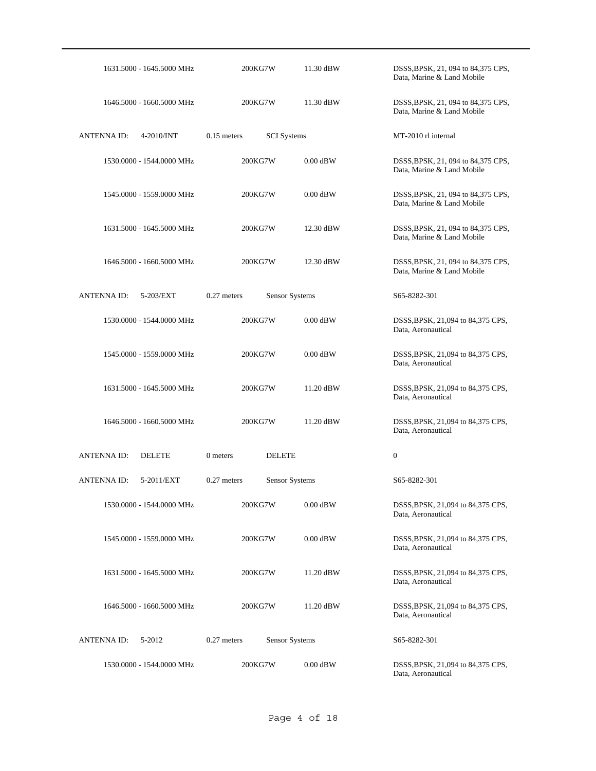| | | | | |
|---|---|---|---|---|
| 1631.5000 - 1645.5000 MHz | | 200KG7W | 11.30 dBW | DSSS,BPSK, 21, 094 to 84,375 CPS, Data, Marine & Land Mobile |
| 1646.5000 - 1660.5000 MHz | | 200KG7W | 11.30 dBW | DSSS,BPSK, 21, 094 to 84,375 CPS, Data, Marine & Land Mobile |
| ANTENNA ID: | 4-2010/INT | 0.15 meters | SCI Systems | MT-2010 rl internal |
| 1530.0000 - 1544.0000 MHz | | 200KG7W | 0.00 dBW | DSSS,BPSK, 21, 094 to 84,375 CPS, Data, Marine & Land Mobile |
| 1545.0000 - 1559.0000 MHz | | 200KG7W | 0.00 dBW | DSSS,BPSK, 21, 094 to 84,375 CPS, Data, Marine & Land Mobile |
| 1631.5000 - 1645.5000 MHz | | 200KG7W | 12.30 dBW | DSSS,BPSK, 21, 094 to 84,375 CPS, Data, Marine & Land Mobile |
| 1646.5000 - 1660.5000 MHz | | 200KG7W | 12.30 dBW | DSSS,BPSK, 21, 094 to 84,375 CPS, Data, Marine & Land Mobile |
| ANTENNA ID: | 5-203/EXT | 0.27 meters | Sensor Systems | S65-8282-301 |
| 1530.0000 - 1544.0000 MHz | | 200KG7W | 0.00 dBW | DSSS,BPSK, 21,094 to 84,375 CPS, Data, Aeronautical |
| 1545.0000 - 1559.0000 MHz | | 200KG7W | 0.00 dBW | DSSS,BPSK, 21,094 to 84,375 CPS, Data, Aeronautical |
| 1631.5000 - 1645.5000 MHz | | 200KG7W | 11.20 dBW | DSSS,BPSK, 21,094 to 84,375 CPS, Data, Aeronautical |
| 1646.5000 - 1660.5000 MHz | | 200KG7W | 11.20 dBW | DSSS,BPSK, 21,094 to 84,375 CPS, Data, Aeronautical |
| ANTENNA ID: | DELETE | 0 meters | DELETE | 0 |
| ANTENNA ID: | 5-2011/EXT | 0.27 meters | Sensor Systems | S65-8282-301 |
| 1530.0000 - 1544.0000 MHz | | 200KG7W | 0.00 dBW | DSSS,BPSK, 21,094 to 84,375 CPS, Data, Aeronautical |
| 1545.0000 - 1559.0000 MHz | | 200KG7W | 0.00 dBW | DSSS,BPSK, 21,094 to 84,375 CPS, Data, Aeronautical |
| 1631.5000 - 1645.5000 MHz | | 200KG7W | 11.20 dBW | DSSS,BPSK, 21,094 to 84,375 CPS, Data, Aeronautical |
| 1646.5000 - 1660.5000 MHz | | 200KG7W | 11.20 dBW | DSSS,BPSK, 21,094 to 84,375 CPS, Data, Aeronautical |
| ANTENNA ID: | 5-2012 | 0.27 meters | Sensor Systems | S65-8282-301 |
| 1530.0000 - 1544.0000 MHz | | 200KG7W | 0.00 dBW | DSSS,BPSK, 21,094 to 84,375 CPS, Data, Aeronautical |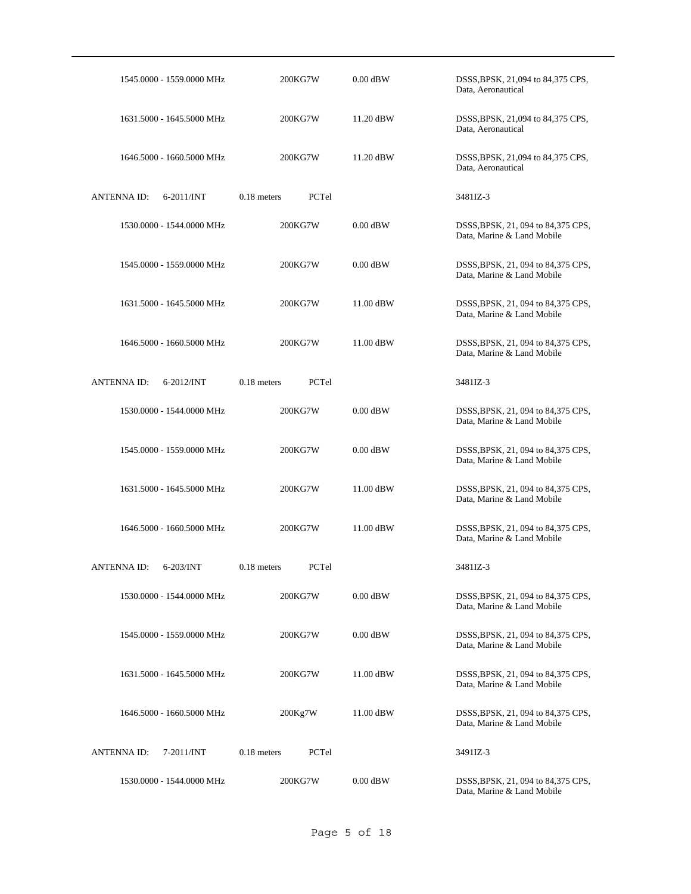| | | | |
|---|---|---|---|
| 1545.0000 - 1559.0000 MHz | 200KG7W | 0.00 dBW | DSSS,BPSK, 21,094 to 84,375 CPS, Data, Aeronautical |
| 1631.5000 - 1645.5000 MHz | 200KG7W | 11.20 dBW | DSSS,BPSK, 21,094 to 84,375 CPS, Data, Aeronautical |
| 1646.5000 - 1660.5000 MHz | 200KG7W | 11.20 dBW | DSSS,BPSK, 21,094 to 84,375 CPS, Data, Aeronautical |
| ANTENNA ID: 6-2011/INT | 0.18 meters PCTel | | 3481IZ-3 |
| 1530.0000 - 1544.0000 MHz | 200KG7W | 0.00 dBW | DSSS,BPSK, 21, 094 to 84,375 CPS, Data, Marine & Land Mobile |
| 1545.0000 - 1559.0000 MHz | 200KG7W | 0.00 dBW | DSSS,BPSK, 21, 094 to 84,375 CPS, Data, Marine & Land Mobile |
| 1631.5000 - 1645.5000 MHz | 200KG7W | 11.00 dBW | DSSS,BPSK, 21, 094 to 84,375 CPS, Data, Marine & Land Mobile |
| 1646.5000 - 1660.5000 MHz | 200KG7W | 11.00 dBW | DSSS,BPSK, 21, 094 to 84,375 CPS, Data, Marine & Land Mobile |
| ANTENNA ID: 6-2012/INT | 0.18 meters PCTel | | 3481IZ-3 |
| 1530.0000 - 1544.0000 MHz | 200KG7W | 0.00 dBW | DSSS,BPSK, 21, 094 to 84,375 CPS, Data, Marine & Land Mobile |
| 1545.0000 - 1559.0000 MHz | 200KG7W | 0.00 dBW | DSSS,BPSK, 21, 094 to 84,375 CPS, Data, Marine & Land Mobile |
| 1631.5000 - 1645.5000 MHz | 200KG7W | 11.00 dBW | DSSS,BPSK, 21, 094 to 84,375 CPS, Data, Marine & Land Mobile |
| 1646.5000 - 1660.5000 MHz | 200KG7W | 11.00 dBW | DSSS,BPSK, 21, 094 to 84,375 CPS, Data, Marine & Land Mobile |
| ANTENNA ID: 6-203/INT | 0.18 meters PCTel | | 3481IZ-3 |
| 1530.0000 - 1544.0000 MHz | 200KG7W | 0.00 dBW | DSSS,BPSK, 21, 094 to 84,375 CPS, Data, Marine & Land Mobile |
| 1545.0000 - 1559.0000 MHz | 200KG7W | 0.00 dBW | DSSS,BPSK, 21, 094 to 84,375 CPS, Data, Marine & Land Mobile |
| 1631.5000 - 1645.5000 MHz | 200KG7W | 11.00 dBW | DSSS,BPSK, 21, 094 to 84,375 CPS, Data, Marine & Land Mobile |
| 1646.5000 - 1660.5000 MHz | 200Kg7W | 11.00 dBW | DSSS,BPSK, 21, 094 to 84,375 CPS, Data, Marine & Land Mobile |
| ANTENNA ID: 7-2011/INT | 0.18 meters PCTel | | 3491IZ-3 |
| 1530.0000 - 1544.0000 MHz | 200KG7W | 0.00 dBW | DSSS,BPSK, 21, 094 to 84,375 CPS, Data, Marine & Land Mobile |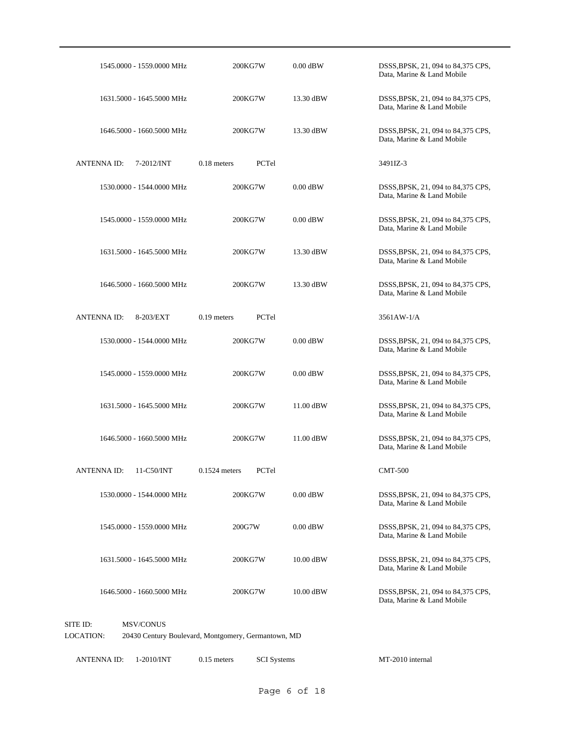| | | | |
|---|---|---|---|
| 1545.0000 - 1559.0000 MHz | 200KG7W | 0.00 dBW | DSSS,BPSK, 21, 094 to 84,375 CPS, Data, Marine & Land Mobile |
| 1631.5000 - 1645.5000 MHz | 200KG7W | 13.30 dBW | DSSS,BPSK, 21, 094 to 84,375 CPS, Data, Marine & Land Mobile |
| 1646.5000 - 1660.5000 MHz | 200KG7W | 13.30 dBW | DSSS,BPSK, 21, 094 to 84,375 CPS, Data, Marine & Land Mobile |

ANTENNA ID: 7-2012/INT    0.18 meters    PCTel    3491IZ-3

| | | | |
|---|---|---|---|
| 1530.0000 - 1544.0000 MHz | 200KG7W | 0.00 dBW | DSSS,BPSK, 21, 094 to 84,375 CPS, Data, Marine & Land Mobile |
| 1545.0000 - 1559.0000 MHz | 200KG7W | 0.00 dBW | DSSS,BPSK, 21, 094 to 84,375 CPS, Data, Marine & Land Mobile |
| 1631.5000 - 1645.5000 MHz | 200KG7W | 13.30 dBW | DSSS,BPSK, 21, 094 to 84,375 CPS, Data, Marine & Land Mobile |
| 1646.5000 - 1660.5000 MHz | 200KG7W | 13.30 dBW | DSSS,BPSK, 21, 094 to 84,375 CPS, Data, Marine & Land Mobile |

ANTENNA ID: 8-203/EXT    0.19 meters    PCTel    3561AW-1/A

| | | | |
|---|---|---|---|
| 1530.0000 - 1544.0000 MHz | 200KG7W | 0.00 dBW | DSSS,BPSK, 21, 094 to 84,375 CPS, Data, Marine & Land Mobile |
| 1545.0000 - 1559.0000 MHz | 200KG7W | 0.00 dBW | DSSS,BPSK, 21, 094 to 84,375 CPS, Data, Marine & Land Mobile |
| 1631.5000 - 1645.5000 MHz | 200KG7W | 11.00 dBW | DSSS,BPSK, 21, 094 to 84,375 CPS, Data, Marine & Land Mobile |
| 1646.5000 - 1660.5000 MHz | 200KG7W | 11.00 dBW | DSSS,BPSK, 21, 094 to 84,375 CPS, Data, Marine & Land Mobile |

ANTENNA ID: 11-C50/INT    0.1524 meters    PCTel    CMT-500

| | | | |
|---|---|---|---|
| 1530.0000 - 1544.0000 MHz | 200KG7W | 0.00 dBW | DSSS,BPSK, 21, 094 to 84,375 CPS, Data, Marine & Land Mobile |
| 1545.0000 - 1559.0000 MHz | 200G7W | 0.00 dBW | DSSS,BPSK, 21, 094 to 84,375 CPS, Data, Marine & Land Mobile |
| 1631.5000 - 1645.5000 MHz | 200KG7W | 10.00 dBW | DSSS,BPSK, 21, 094 to 84,375 CPS, Data, Marine & Land Mobile |
| 1646.5000 - 1660.5000 MHz | 200KG7W | 10.00 dBW | DSSS,BPSK, 21, 094 to 84,375 CPS, Data, Marine & Land Mobile |

SITE ID: MSV/CONUS
LOCATION: 20430 Century Boulevard, Montgomery, Germantown, MD

ANTENNA ID: 1-2010/INT    0.15 meters    SCI Systems    MT-2010 internal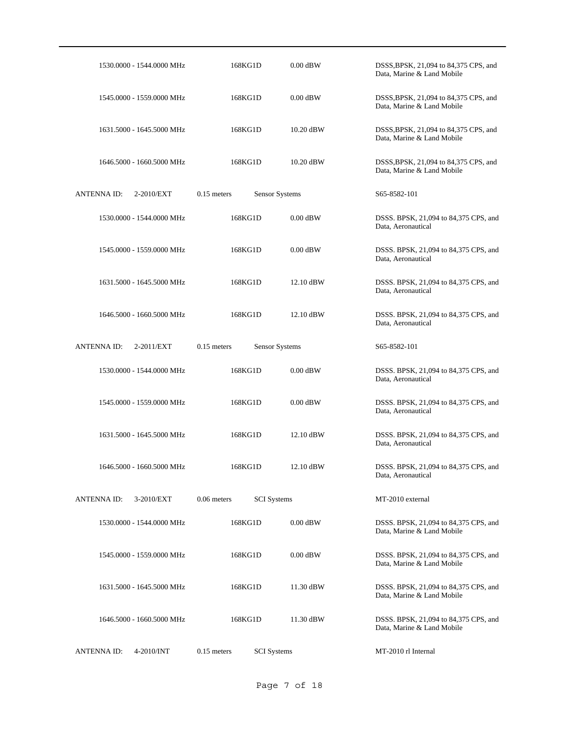| | | | |
|---|---|---|---|
| 1530.0000 - 1544.0000 MHz | 168KG1D | 0.00 dBW | DSSS,BPSK, 21,094 to 84,375 CPS, and Data, Marine & Land Mobile |
| 1545.0000 - 1559.0000 MHz | 168KG1D | 0.00 dBW | DSSS,BPSK, 21,094 to 84,375 CPS, and Data, Marine & Land Mobile |
| 1631.5000 - 1645.5000 MHz | 168KG1D | 10.20 dBW | DSSS,BPSK, 21,094 to 84,375 CPS, and Data, Marine & Land Mobile |
| 1646.5000 - 1660.5000 MHz | 168KG1D | 10.20 dBW | DSSS,BPSK, 21,094 to 84,375 CPS, and Data, Marine & Land Mobile |
| ANTENNA ID: 2-2010/EXT | 0.15 meters | Sensor Systems | S65-8582-101 |
| 1530.0000 - 1544.0000 MHz | 168KG1D | 0.00 dBW | DSSS. BPSK, 21,094 to 84,375 CPS, and Data, Aeronautical |
| 1545.0000 - 1559.0000 MHz | 168KG1D | 0.00 dBW | DSSS. BPSK, 21,094 to 84,375 CPS, and Data, Aeronautical |
| 1631.5000 - 1645.5000 MHz | 168KG1D | 12.10 dBW | DSSS. BPSK, 21,094 to 84,375 CPS, and Data, Aeronautical |
| 1646.5000 - 1660.5000 MHz | 168KG1D | 12.10 dBW | DSSS. BPSK, 21,094 to 84,375 CPS, and Data, Aeronautical |
| ANTENNA ID: 2-2011/EXT | 0.15 meters | Sensor Systems | S65-8582-101 |
| 1530.0000 - 1544.0000 MHz | 168KG1D | 0.00 dBW | DSSS. BPSK, 21,094 to 84,375 CPS, and Data, Aeronautical |
| 1545.0000 - 1559.0000 MHz | 168KG1D | 0.00 dBW | DSSS. BPSK, 21,094 to 84,375 CPS, and Data, Aeronautical |
| 1631.5000 - 1645.5000 MHz | 168KG1D | 12.10 dBW | DSSS. BPSK, 21,094 to 84,375 CPS, and Data, Aeronautical |
| 1646.5000 - 1660.5000 MHz | 168KG1D | 12.10 dBW | DSSS. BPSK, 21,094 to 84,375 CPS, and Data, Aeronautical |
| ANTENNA ID: 3-2010/EXT | 0.06 meters | SCI Systems | MT-2010 external |
| 1530.0000 - 1544.0000 MHz | 168KG1D | 0.00 dBW | DSSS. BPSK, 21,094 to 84,375 CPS, and Data, Marine & Land Mobile |
| 1545.0000 - 1559.0000 MHz | 168KG1D | 0.00 dBW | DSSS. BPSK, 21,094 to 84,375 CPS, and Data, Marine & Land Mobile |
| 1631.5000 - 1645.5000 MHz | 168KG1D | 11.30 dBW | DSSS. BPSK, 21,094 to 84,375 CPS, and Data, Marine & Land Mobile |
| 1646.5000 - 1660.5000 MHz | 168KG1D | 11.30 dBW | DSSS. BPSK, 21,094 to 84,375 CPS, and Data, Marine & Land Mobile |
| ANTENNA ID: 4-2010/INT | 0.15 meters | SCI Systems | MT-2010 rl Internal |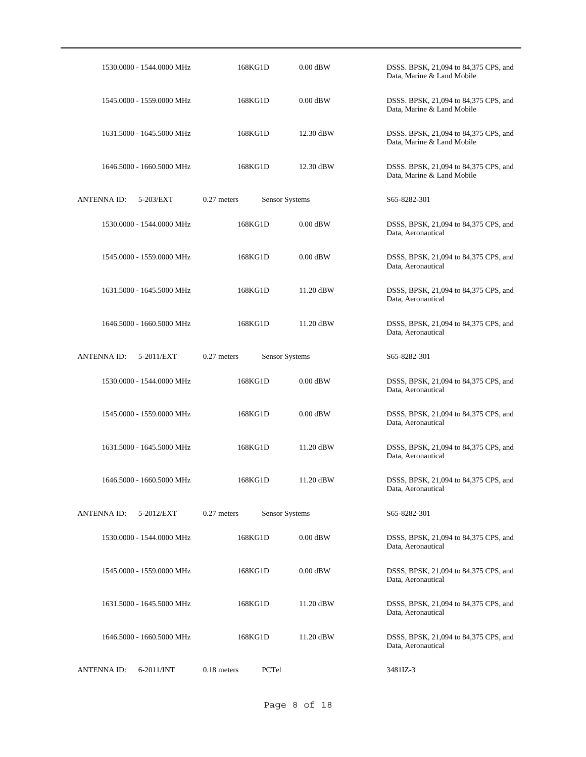| | | | |
|---|---|---|---|
| 1530.0000 - 1544.0000 MHz | 168KG1D | 0.00 dBW | DSSS. BPSK, 21,094 to 84,375 CPS, and Data, Marine & Land Mobile |
| 1545.0000 - 1559.0000 MHz | 168KG1D | 0.00 dBW | DSSS. BPSK, 21,094 to 84,375 CPS, and Data, Marine & Land Mobile |
| 1631.5000 - 1645.5000 MHz | 168KG1D | 12.30 dBW | DSSS. BPSK, 21,094 to 84,375 CPS, and Data, Marine & Land Mobile |
| 1646.5000 - 1660.5000 MHz | 168KG1D | 12.30 dBW | DSSS. BPSK, 21,094 to 84,375 CPS, and Data, Marine & Land Mobile |

ANTENNA ID: 5-203/EXT &nbsp;&nbsp; 0.27 meters &nbsp;&nbsp; Sensor Systems &nbsp;&nbsp; S65-8282-301

| | | | |
|---|---|---|---|
| 1530.0000 - 1544.0000 MHz | 168KG1D | 0.00 dBW | DSSS, BPSK, 21,094 to 84,375 CPS, and Data, Aeronautical |
| 1545.0000 - 1559.0000 MHz | 168KG1D | 0.00 dBW | DSSS, BPSK, 21,094 to 84,375 CPS, and Data, Aeronautical |
| 1631.5000 - 1645.5000 MHz | 168KG1D | 11.20 dBW | DSSS, BPSK, 21,094 to 84,375 CPS, and Data, Aeronautical |
| 1646.5000 - 1660.5000 MHz | 168KG1D | 11.20 dBW | DSSS, BPSK, 21,094 to 84,375 CPS, and Data, Aeronautical |

ANTENNA ID: 5-2011/EXT &nbsp;&nbsp; 0.27 meters &nbsp;&nbsp; Sensor Systems &nbsp;&nbsp; S65-8282-301

| | | | |
|---|---|---|---|
| 1530.0000 - 1544.0000 MHz | 168KG1D | 0.00 dBW | DSSS, BPSK, 21,094 to 84,375 CPS, and Data, Aeronautical |
| 1545.0000 - 1559.0000 MHz | 168KG1D | 0.00 dBW | DSSS, BPSK, 21,094 to 84,375 CPS, and Data, Aeronautical |
| 1631.5000 - 1645.5000 MHz | 168KG1D | 11.20 dBW | DSSS, BPSK, 21,094 to 84,375 CPS, and Data, Aeronautical |
| 1646.5000 - 1660.5000 MHz | 168KG1D | 11.20 dBW | DSSS, BPSK, 21,094 to 84,375 CPS, and Data, Aeronautical |

ANTENNA ID: 5-2012/EXT &nbsp;&nbsp; 0.27 meters &nbsp;&nbsp; Sensor Systems &nbsp;&nbsp; S65-8282-301

| | | | |
|---|---|---|---|
| 1530.0000 - 1544.0000 MHz | 168KG1D | 0.00 dBW | DSSS, BPSK, 21,094 to 84,375 CPS, and Data, Aeronautical |
| 1545.0000 - 1559.0000 MHz | 168KG1D | 0.00 dBW | DSSS, BPSK, 21,094 to 84,375 CPS, and Data, Aeronautical |
| 1631.5000 - 1645.5000 MHz | 168KG1D | 11.20 dBW | DSSS, BPSK, 21,094 to 84,375 CPS, and Data, Aeronautical |
| 1646.5000 - 1660.5000 MHz | 168KG1D | 11.20 dBW | DSSS, BPSK, 21,094 to 84,375 CPS, and Data, Aeronautical |

ANTENNA ID: 6-2011/INT &nbsp;&nbsp; 0.18 meters &nbsp;&nbsp; PCTel &nbsp;&nbsp; 3481IZ-3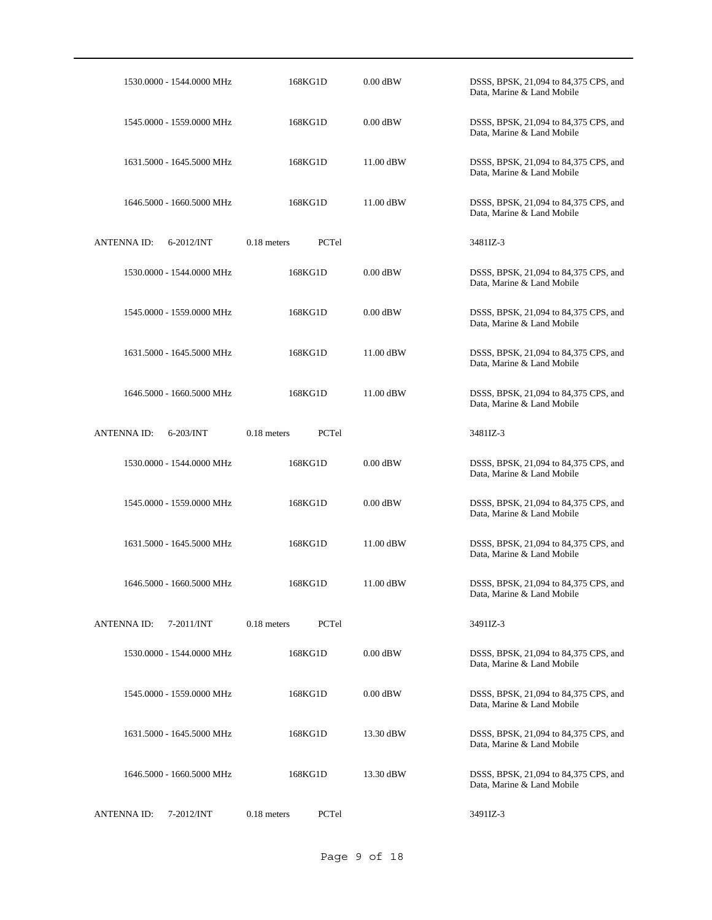| | | | | |
|---|---|---|---|---|
| | 1530.0000 - 1544.0000 MHz | 168KG1D | 0.00 dBW | DSSS, BPSK, 21,094 to 84,375 CPS, and Data, Marine & Land Mobile |
| | 1545.0000 - 1559.0000 MHz | 168KG1D | 0.00 dBW | DSSS, BPSK, 21,094 to 84,375 CPS, and Data, Marine & Land Mobile |
| | 1631.5000 - 1645.5000 MHz | 168KG1D | 11.00 dBW | DSSS, BPSK, 21,094 to 84,375 CPS, and Data, Marine & Land Mobile |
| | 1646.5000 - 1660.5000 MHz | 168KG1D | 11.00 dBW | DSSS, BPSK, 21,094 to 84,375 CPS, and Data, Marine & Land Mobile |
| ANTENNA ID: 6-2012/INT | 0.18 meters | PCTel | | 3481IZ-3 |
| | 1530.0000 - 1544.0000 MHz | 168KG1D | 0.00 dBW | DSSS, BPSK, 21,094 to 84,375 CPS, and Data, Marine & Land Mobile |
| | 1545.0000 - 1559.0000 MHz | 168KG1D | 0.00 dBW | DSSS, BPSK, 21,094 to 84,375 CPS, and Data, Marine & Land Mobile |
| | 1631.5000 - 1645.5000 MHz | 168KG1D | 11.00 dBW | DSSS, BPSK, 21,094 to 84,375 CPS, and Data, Marine & Land Mobile |
| | 1646.5000 - 1660.5000 MHz | 168KG1D | 11.00 dBW | DSSS, BPSK, 21,094 to 84,375 CPS, and Data, Marine & Land Mobile |
| ANTENNA ID: 6-203/INT | 0.18 meters | PCTel | | 3481IZ-3 |
| | 1530.0000 - 1544.0000 MHz | 168KG1D | 0.00 dBW | DSSS, BPSK, 21,094 to 84,375 CPS, and Data, Marine & Land Mobile |
| | 1545.0000 - 1559.0000 MHz | 168KG1D | 0.00 dBW | DSSS, BPSK, 21,094 to 84,375 CPS, and Data, Marine & Land Mobile |
| | 1631.5000 - 1645.5000 MHz | 168KG1D | 11.00 dBW | DSSS, BPSK, 21,094 to 84,375 CPS, and Data, Marine & Land Mobile |
| | 1646.5000 - 1660.5000 MHz | 168KG1D | 11.00 dBW | DSSS, BPSK, 21,094 to 84,375 CPS, and Data, Marine & Land Mobile |
| ANTENNA ID: 7-2011/INT | 0.18 meters | PCTel | | 3491IZ-3 |
| | 1530.0000 - 1544.0000 MHz | 168KG1D | 0.00 dBW | DSSS, BPSK, 21,094 to 84,375 CPS, and Data, Marine & Land Mobile |
| | 1545.0000 - 1559.0000 MHz | 168KG1D | 0.00 dBW | DSSS, BPSK, 21,094 to 84,375 CPS, and Data, Marine & Land Mobile |
| | 1631.5000 - 1645.5000 MHz | 168KG1D | 13.30 dBW | DSSS, BPSK, 21,094 to 84,375 CPS, and Data, Marine & Land Mobile |
| | 1646.5000 - 1660.5000 MHz | 168KG1D | 13.30 dBW | DSSS, BPSK, 21,094 to 84,375 CPS, and Data, Marine & Land Mobile |
| ANTENNA ID: 7-2012/INT | 0.18 meters | PCTel | | 3491IZ-3 |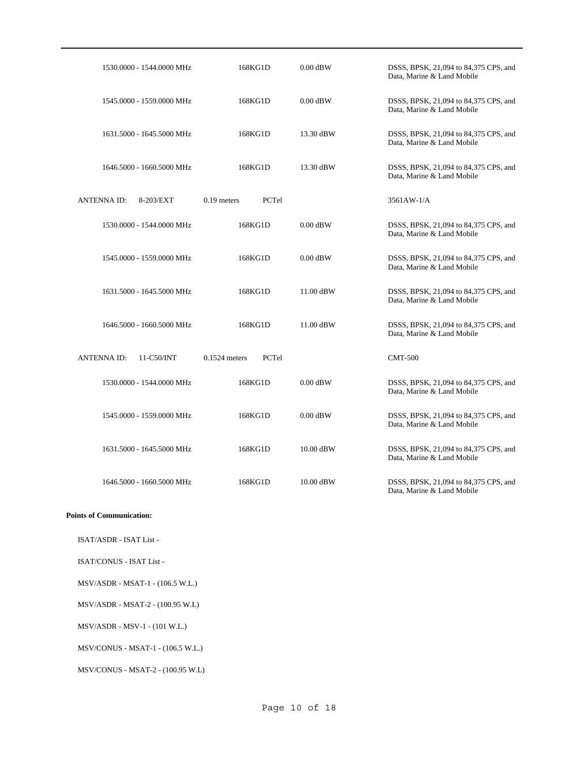| | | | |
|---|---|---|---|
| 1530.0000 - 1544.0000 MHz | 168KG1D | 0.00 dBW | DSSS, BPSK, 21,094 to 84,375 CPS, and Data, Marine & Land Mobile |
| 1545.0000 - 1559.0000 MHz | 168KG1D | 0.00 dBW | DSSS, BPSK, 21,094 to 84,375 CPS, and Data, Marine & Land Mobile |
| 1631.5000 - 1645.5000 MHz | 168KG1D | 13.30 dBW | DSSS, BPSK, 21,094 to 84,375 CPS, and Data, Marine & Land Mobile |
| 1646.5000 - 1660.5000 MHz | 168KG1D | 13.30 dBW | DSSS, BPSK, 21,094 to 84,375 CPS, and Data, Marine & Land Mobile |
| ANTENNA ID: 8-203/EXT | 0.19 meters PCTel | | 3561AW-1/A |
| 1530.0000 - 1544.0000 MHz | 168KG1D | 0.00 dBW | DSSS, BPSK, 21,094 to 84,375 CPS, and Data, Marine & Land Mobile |
| 1545.0000 - 1559.0000 MHz | 168KG1D | 0.00 dBW | DSSS, BPSK, 21,094 to 84,375 CPS, and Data, Marine & Land Mobile |
| 1631.5000 - 1645.5000 MHz | 168KG1D | 11.00 dBW | DSSS, BPSK, 21,094 to 84,375 CPS, and Data, Marine & Land Mobile |
| 1646.5000 - 1660.5000 MHz | 168KG1D | 11.00 dBW | DSSS, BPSK, 21,094 to 84,375 CPS, and Data, Marine & Land Mobile |
| ANTENNA ID: 11-C50/INT | 0.1524 meters PCTel | | CMT-500 |
| 1530.0000 - 1544.0000 MHz | 168KG1D | 0.00 dBW | DSSS, BPSK, 21,094 to 84,375 CPS, and Data, Marine & Land Mobile |
| 1545.0000 - 1559.0000 MHz | 168KG1D | 0.00 dBW | DSSS, BPSK, 21,094 to 84,375 CPS, and Data, Marine & Land Mobile |
| 1631.5000 - 1645.5000 MHz | 168KG1D | 10.00 dBW | DSSS, BPSK, 21,094 to 84,375 CPS, and Data, Marine & Land Mobile |
| 1646.5000 - 1660.5000 MHz | 168KG1D | 10.00 dBW | DSSS, BPSK, 21,094 to 84,375 CPS, and Data, Marine & Land Mobile |

**Points of Communication:**

ISAT/ASDR - ISAT List -

ISAT/CONUS - ISAT List -

MSV/ASDR - MSAT-1 - (106.5 W.L.)

MSV/ASDR - MSAT-2 - (100.95 W.L)

MSV/ASDR - MSV-1 - (101 W.L.)

MSV/CONUS - MSAT-1 - (106.5 W.L.)

MSV/CONUS - MSAT-2 - (100.95 W.L)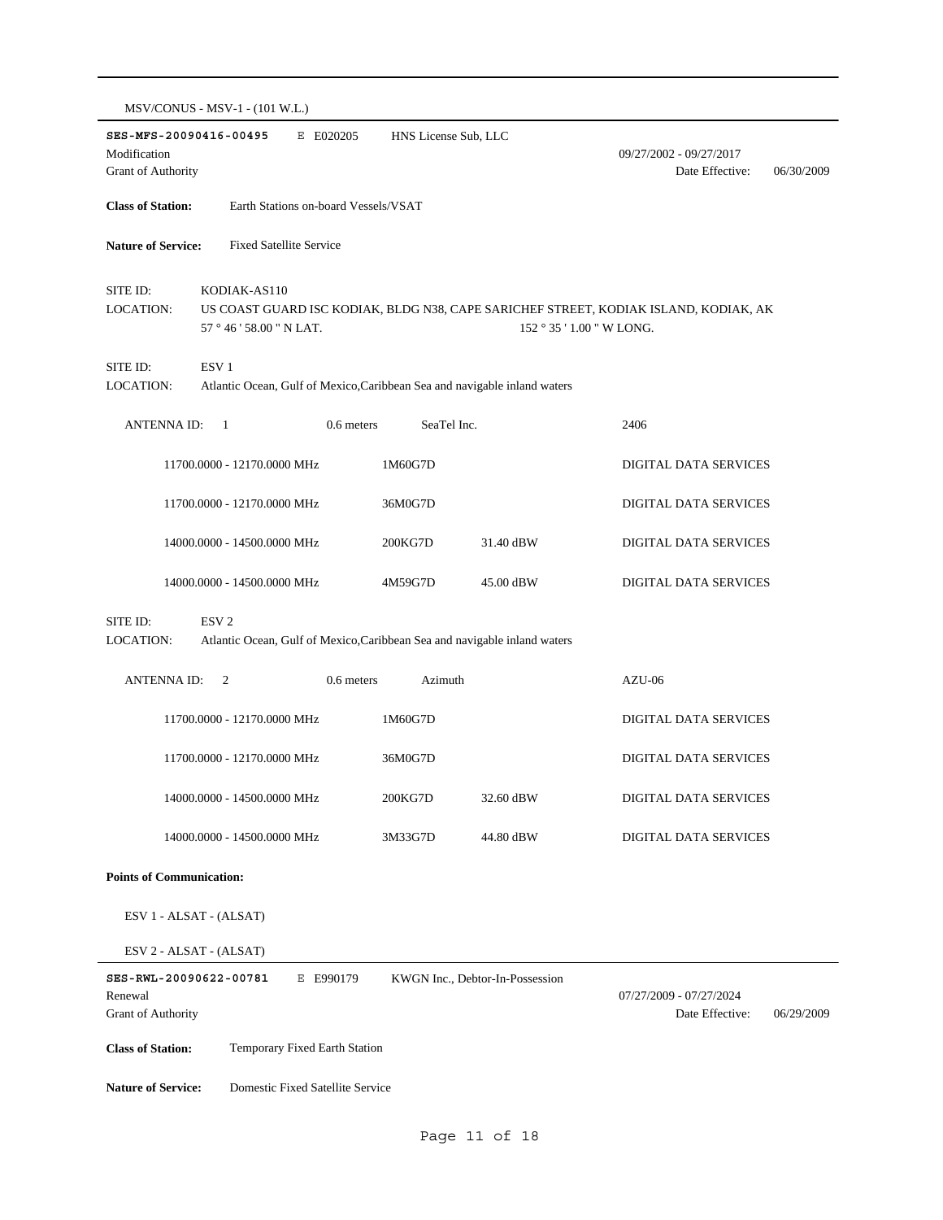MSV/CONUS - MSV-1 - (101 W.L.)

**SES-MFS-20090416-00495** E E020205 HNS License Sub, LLC

Modification 09/27/2002 - 09/27/2017

Grant of Authority Date Effective: 06/30/2009

**Class of Station:** Earth Stations on-board Vessels/VSAT

**Nature of Service:** Fixed Satellite Service

SITE ID: KODIAK-AS110

LOCATION: US COAST GUARD ISC KODIAK, BLDG N38, CAPE SARICHEF STREET, KODIAK ISLAND, KODIAK, AK

57 ° 46 ' 58.00 " N LAT. 152 ° 35 ' 1.00 " W LONG.

SITE ID: ESV 1

LOCATION: Atlantic Ocean, Gulf of Mexico,Caribbean Sea and navigable inland waters

ANTENNA ID: 1 0.6 meters SeaTel Inc. 2406

| | | | |
|---|---|---|---|
| 11700.0000 - 12170.0000 MHz | 1M60G7D | | DIGITAL DATA SERVICES |
| 11700.0000 - 12170.0000 MHz | 36M0G7D | | DIGITAL DATA SERVICES |
| 14000.0000 - 14500.0000 MHz | 200KG7D | 31.40 dBW | DIGITAL DATA SERVICES |
| 14000.0000 - 14500.0000 MHz | 4M59G7D | 45.00 dBW | DIGITAL DATA SERVICES |

SITE ID: ESV 2

LOCATION: Atlantic Ocean, Gulf of Mexico,Caribbean Sea and navigable inland waters

ANTENNA ID: 2 0.6 meters Azimuth AZU-06

| | | | |
|---|---|---|---|
| 11700.0000 - 12170.0000 MHz | 1M60G7D | | DIGITAL DATA SERVICES |
| 11700.0000 - 12170.0000 MHz | 36M0G7D | | DIGITAL DATA SERVICES |
| 14000.0000 - 14500.0000 MHz | 200KG7D | 32.60 dBW | DIGITAL DATA SERVICES |
| 14000.0000 - 14500.0000 MHz | 3M33G7D | 44.80 dBW | DIGITAL DATA SERVICES |

**Points of Communication:**

ESV 1 - ALSAT - (ALSAT)

ESV 2 - ALSAT - (ALSAT)

**SES-RWL-20090622-00781** E E990179 KWGN Inc., Debtor-In-Possession

Renewal 07/27/2009 - 07/27/2024

Grant of Authority Date Effective: 06/29/2009

**Class of Station:** Temporary Fixed Earth Station

**Nature of Service:** Domestic Fixed Satellite Service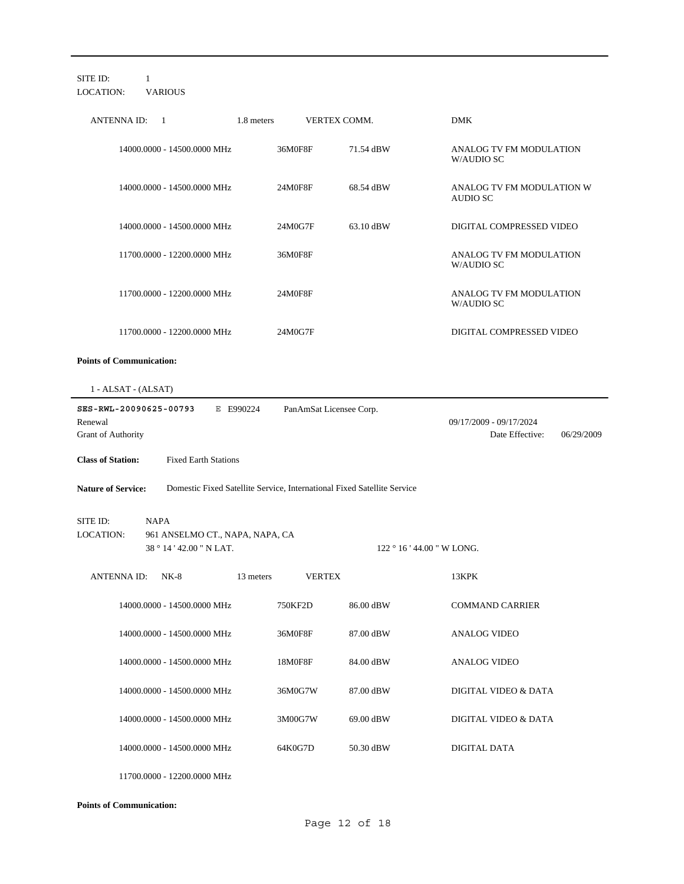SITE ID: 1
LOCATION: VARIOUS

| ANTENNA ID: 1 | 1.8 meters | VERTEX COMM. | DMK |
|---|---|---|---|
| 14000.0000 - 14500.0000 MHz | 36M0F8F | 71.54 dBW | ANALOG TV FM MODULATION W/AUDIO SC |
| 14000.0000 - 14500.0000 MHz | 24M0F8F | 68.54 dBW | ANALOG TV FM MODULATION W AUDIO SC |
| 14000.0000 - 14500.0000 MHz | 24M0G7F | 63.10 dBW | DIGITAL COMPRESSED VIDEO |
| 11700.0000 - 12200.0000 MHz | 36M0F8F | | ANALOG TV FM MODULATION W/AUDIO SC |
| 11700.0000 - 12200.0000 MHz | 24M0F8F | | ANALOG TV FM MODULATION W/AUDIO SC |
| 11700.0000 - 12200.0000 MHz | 24M0G7F | | DIGITAL COMPRESSED VIDEO |

**Points of Communication:**

1 - ALSAT - (ALSAT)

---

**SES-RWL-20090625-00793** E E990224 PanAmSat Licensee Corp.

Renewal 09/17/2009 - 09/17/2024

Grant of Authority Date Effective: 06/29/2009

**Class of Station:** Fixed Earth Stations

**Nature of Service:** Domestic Fixed Satellite Service, International Fixed Satellite Service

SITE ID: NAPA
LOCATION: 961 ANSELMO CT., NAPA, NAPA, CA
38 ° 14 ' 42.00 " N LAT. 122 ° 16 ' 44.00 " W LONG.

| ANTENNA ID: NK-8 | 13 meters | VERTEX | 13KPK |
|---|---|---|---|
| 14000.0000 - 14500.0000 MHz | 750KF2D | 86.00 dBW | COMMAND CARRIER |
| 14000.0000 - 14500.0000 MHz | 36M0F8F | 87.00 dBW | ANALOG VIDEO |
| 14000.0000 - 14500.0000 MHz | 18M0F8F | 84.00 dBW | ANALOG VIDEO |
| 14000.0000 - 14500.0000 MHz | 36M0G7W | 87.00 dBW | DIGITAL VIDEO & DATA |
| 14000.0000 - 14500.0000 MHz | 3M00G7W | 69.00 dBW | DIGITAL VIDEO & DATA |
| 14000.0000 - 14500.0000 MHz | 64K0G7D | 50.30 dBW | DIGITAL DATA |
| 11700.0000 - 12200.0000 MHz | | | |

**Points of Communication:**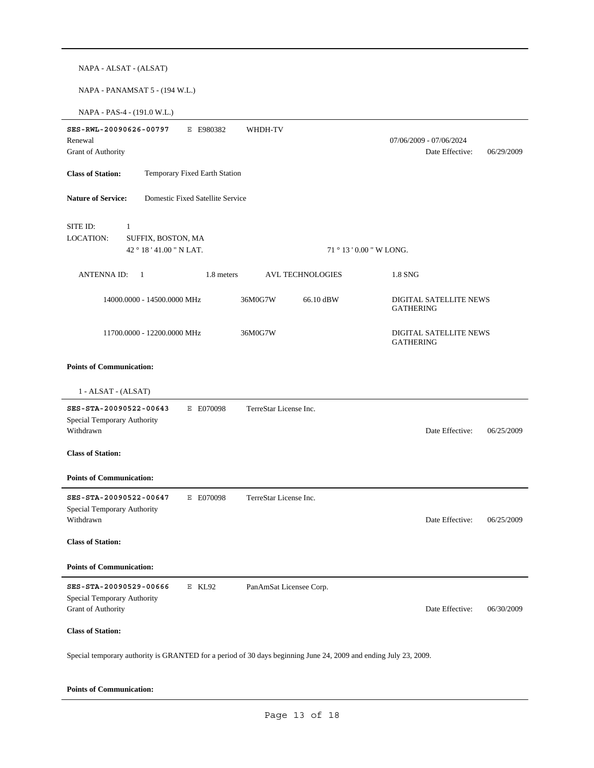NAPA - ALSAT - (ALSAT)

NAPA - PANAMSAT 5 - (194 W.L.)

NAPA - PAS-4 - (191.0 W.L.)

---

**SES-RWL-20090626-00797** E E980382 WHDH-TV

Renewal 07/06/2009 - 07/06/2024

Grant of Authority Date Effective: 06/29/2009

**Class of Station:** Temporary Fixed Earth Station

**Nature of Service:** Domestic Fixed Satellite Service

SITE ID: 1

LOCATION: SUFFIX, BOSTON, MA

42 ° 18 ' 41.00 " N LAT. 71 ° 13 ' 0.00 " W LONG.

ANTENNA ID: 1 1.8 meters AVL TECHNOLOGIES 1.8 SNG

| | | | |
|---|---|---|---|
| 14000.0000 - 14500.0000 MHz | 36M0G7W | 66.10 dBW | DIGITAL SATELLITE NEWS GATHERING |
| 11700.0000 - 12200.0000 MHz | 36M0G7W | | DIGITAL SATELLITE NEWS GATHERING |

**Points of Communication:**

1 - ALSAT - (ALSAT)

---

**SES-STA-20090522-00643** E E070098 TerreStar License Inc.

Special Temporary Authority

Withdrawn Date Effective: 06/25/2009

**Class of Station:**

**Points of Communication:**

---

**SES-STA-20090522-00647** E E070098 TerreStar License Inc.

Special Temporary Authority

Withdrawn Date Effective: 06/25/2009

**Class of Station:**

**Points of Communication:**

---

**SES-STA-20090529-00666** E KL92 PanAmSat Licensee Corp.

Special Temporary Authority

Grant of Authority Date Effective: 06/30/2009

**Class of Station:**

Special temporary authority is GRANTED for a period of 30 days beginning June 24, 2009 and ending July 23, 2009.

**Points of Communication:**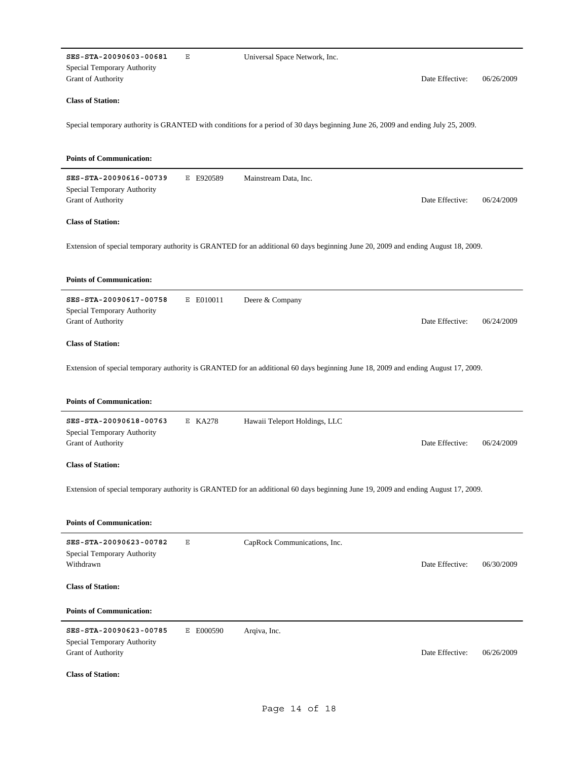---

**SES-STA-20090603-00681** E Universal Space Network, Inc.
Special Temporary Authority
Grant of Authority Date Effective: 06/26/2009

**Class of Station:**

Special temporary authority is GRANTED with conditions for a period of 30 days beginning June 26, 2009 and ending July 25, 2009.

**Points of Communication:**

---

**SES-STA-20090616-00739** E E920589 Mainstream Data, Inc.
Special Temporary Authority
Grant of Authority Date Effective: 06/24/2009

**Class of Station:**

Extension of special temporary authority is GRANTED for an additional 60 days beginning June 20, 2009 and ending August 18, 2009.

**Points of Communication:**

---

**SES-STA-20090617-00758** E E010011 Deere & Company
Special Temporary Authority
Grant of Authority Date Effective: 06/24/2009

**Class of Station:**

Extension of special temporary authority is GRANTED for an additional 60 days beginning June 18, 2009 and ending August 17, 2009.

**Points of Communication:**

---

**SES-STA-20090618-00763** E KA278 Hawaii Teleport Holdings, LLC
Special Temporary Authority
Grant of Authority Date Effective: 06/24/2009

**Class of Station:**

Extension of special temporary authority is GRANTED for an additional 60 days beginning June 19, 2009 and ending August 17, 2009.

**Points of Communication:**

---

**SES-STA-20090623-00782** E CapRock Communications, Inc.
Special Temporary Authority
Withdrawn Date Effective: 06/30/2009

**Class of Station:**

**Points of Communication:**

---

**SES-STA-20090623-00785** E E000590 Arqiva, Inc.
Special Temporary Authority
Grant of Authority Date Effective: 06/26/2009

**Class of Station:**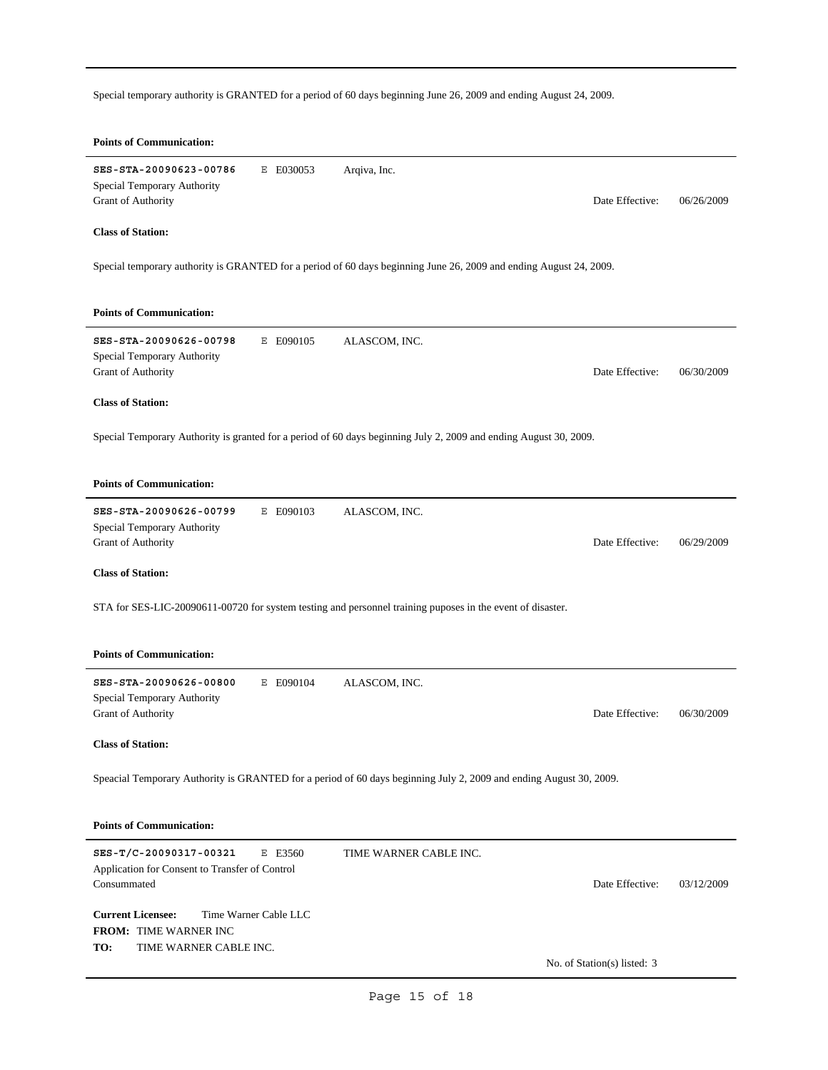Special temporary authority is GRANTED for a period of 60 days beginning June 26, 2009 and ending August 24, 2009.

**Points of Communication:**

---

**SES-STA-20090623-00786** E E030053 Arqiva, Inc.
Special Temporary Authority
Grant of Authority Date Effective: 06/26/2009

**Class of Station:**

Special temporary authority is GRANTED for a period of 60 days beginning June 26, 2009 and ending August 24, 2009.

**Points of Communication:**

---

**SES-STA-20090626-00798** E E090105 ALASCOM, INC.
Special Temporary Authority
Grant of Authority Date Effective: 06/30/2009

**Class of Station:**

Special Temporary Authority is granted for a period of 60 days beginning July 2, 2009 and ending August 30, 2009.

**Points of Communication:**

---

**SES-STA-20090626-00799** E E090103 ALASCOM, INC.
Special Temporary Authority
Grant of Authority Date Effective: 06/29/2009

**Class of Station:**

STA for SES-LIC-20090611-00720 for system testing and personnel training puposes in the event of disaster.

**Points of Communication:**

---

**SES-STA-20090626-00800** E E090104 ALASCOM, INC.
Special Temporary Authority
Grant of Authority Date Effective: 06/30/2009

**Class of Station:**

Speacial Temporary Authority is GRANTED for a period of 60 days beginning July 2, 2009 and ending August 30, 2009.

**Points of Communication:**

---

**SES-T/C-20090317-00321** E E3560 TIME WARNER CABLE INC.
Application for Consent to Transfer of Control
Consummated Date Effective: 03/12/2009

**Current Licensee:** Time Warner Cable LLC
**FROM:** TIME WARNER INC
**TO:** TIME WARNER CABLE INC.

No. of Station(s) listed: 3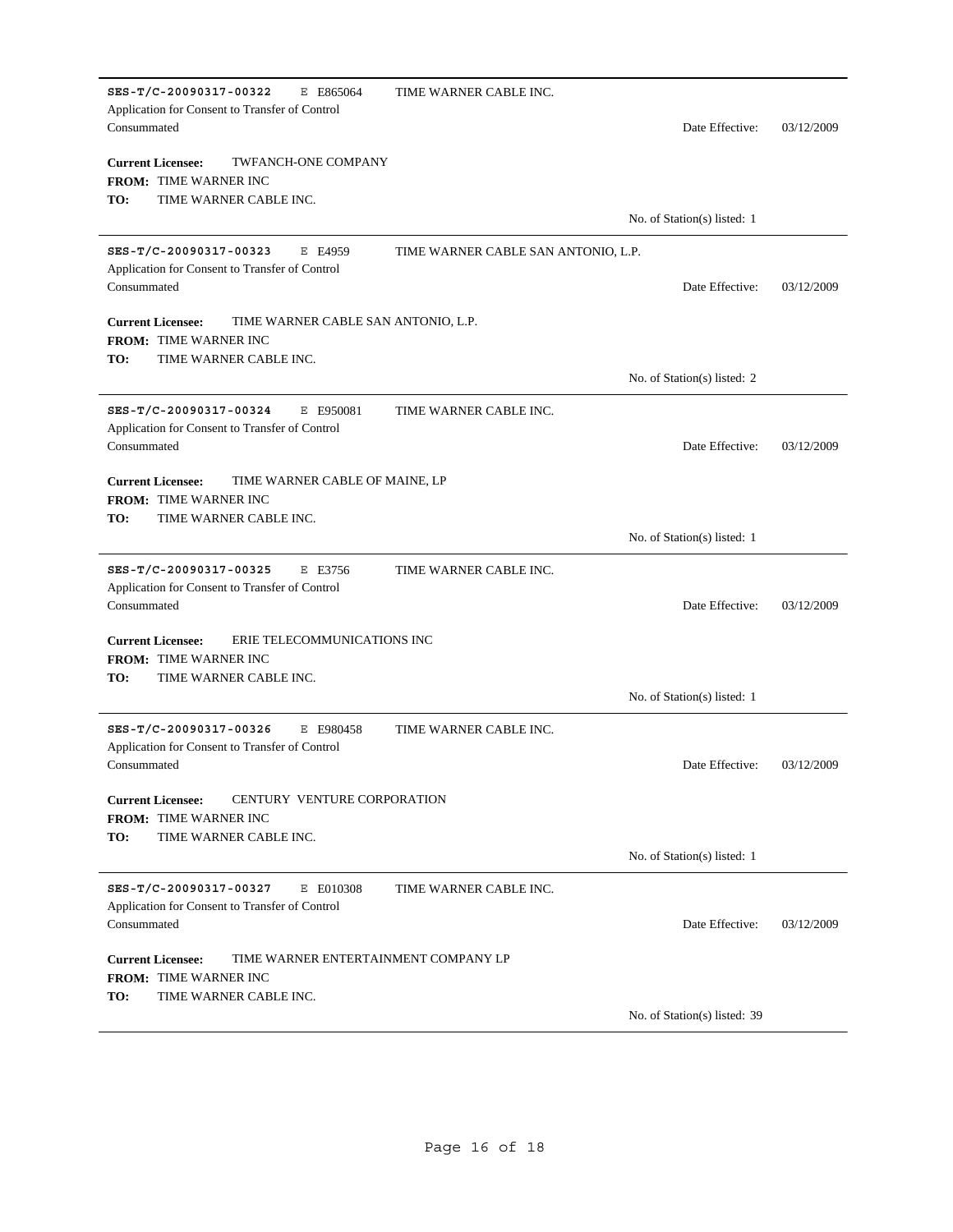**SES-T/C-20090317-00322** E E865064 TIME WARNER CABLE INC.
Application for Consent to Transfer of Control
Consummated — Date Effective: 03/12/2009

**Current Licensee:** TWFANCH-ONE COMPANY
**FROM:** TIME WARNER INC
**TO:** TIME WARNER CABLE INC.

No. of Station(s) listed: 1

---

**SES-T/C-20090317-00323** E E4959 TIME WARNER CABLE SAN ANTONIO, L.P.
Application for Consent to Transfer of Control
Consummated — Date Effective: 03/12/2009

**Current Licensee:** TIME WARNER CABLE SAN ANTONIO, L.P.
**FROM:** TIME WARNER INC
**TO:** TIME WARNER CABLE INC.

No. of Station(s) listed: 2

---

**SES-T/C-20090317-00324** E E950081 TIME WARNER CABLE INC.
Application for Consent to Transfer of Control
Consummated — Date Effective: 03/12/2009

**Current Licensee:** TIME WARNER CABLE OF MAINE, LP
**FROM:** TIME WARNER INC
**TO:** TIME WARNER CABLE INC.

No. of Station(s) listed: 1

---

**SES-T/C-20090317-00325** E E3756 TIME WARNER CABLE INC.
Application for Consent to Transfer of Control
Consummated — Date Effective: 03/12/2009

**Current Licensee:** ERIE TELECOMMUNICATIONS INC
**FROM:** TIME WARNER INC
**TO:** TIME WARNER CABLE INC.

No. of Station(s) listed: 1

---

**SES-T/C-20090317-00326** E E980458 TIME WARNER CABLE INC.
Application for Consent to Transfer of Control
Consummated — Date Effective: 03/12/2009

**Current Licensee:** CENTURY VENTURE CORPORATION
**FROM:** TIME WARNER INC
**TO:** TIME WARNER CABLE INC.

No. of Station(s) listed: 1

---

**SES-T/C-20090317-00327** E E010308 TIME WARNER CABLE INC.
Application for Consent to Transfer of Control
Consummated — Date Effective: 03/12/2009

**Current Licensee:** TIME WARNER ENTERTAINMENT COMPANY LP
**FROM:** TIME WARNER INC
**TO:** TIME WARNER CABLE INC.

No. of Station(s) listed: 39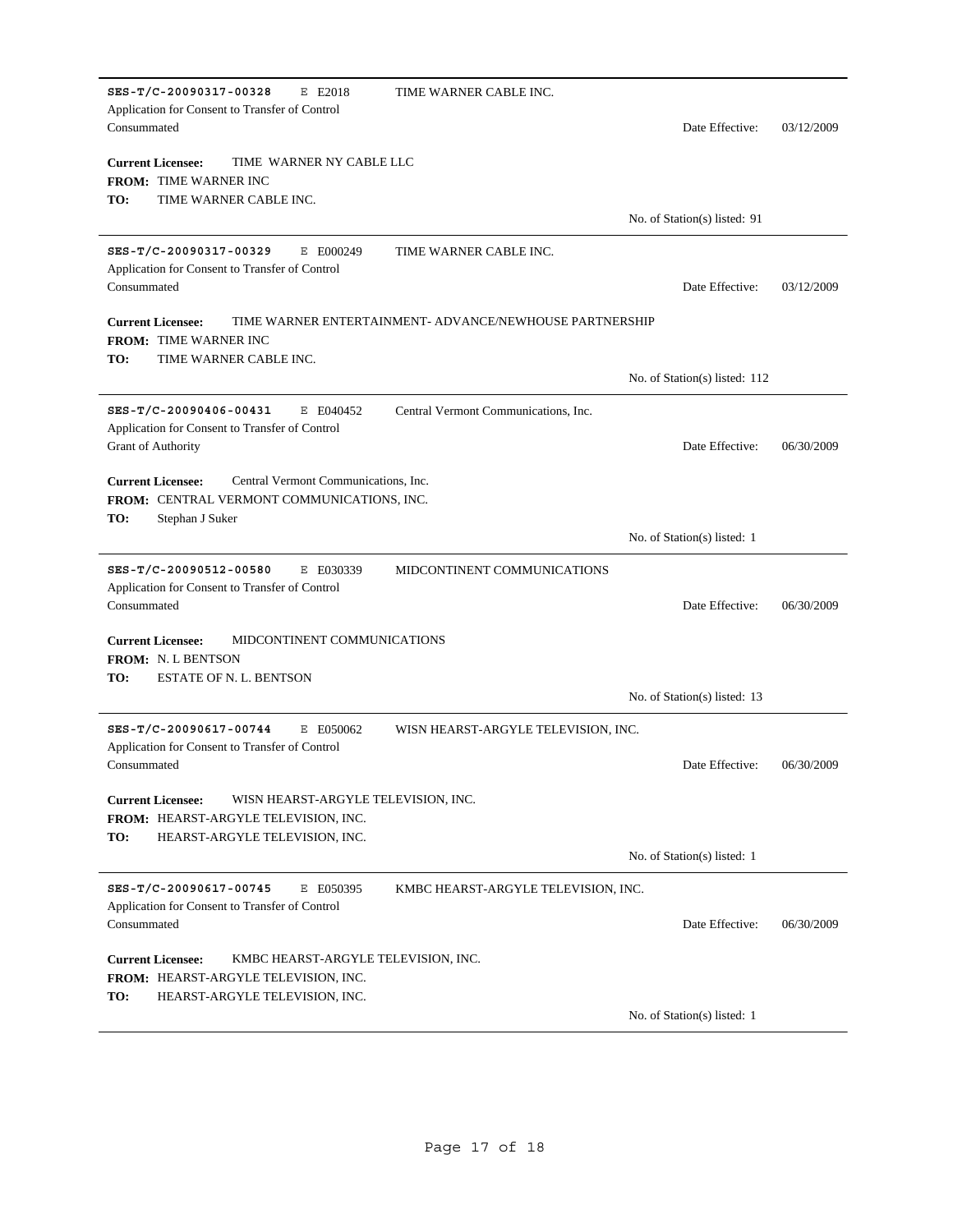---

**SES-T/C-20090317-00328** E E2018 TIME WARNER CABLE INC.
Application for Consent to Transfer of Control
Consummated Date Effective: 03/12/2009

**Current Licensee:** TIME WARNER NY CABLE LLC
**FROM:** TIME WARNER INC
**TO:** TIME WARNER CABLE INC.

No. of Station(s) listed: 91

---

**SES-T/C-20090317-00329** E E000249 TIME WARNER CABLE INC.
Application for Consent to Transfer of Control
Consummated Date Effective: 03/12/2009

**Current Licensee:** TIME WARNER ENTERTAINMENT- ADVANCE/NEWHOUSE PARTNERSHIP
**FROM:** TIME WARNER INC
**TO:** TIME WARNER CABLE INC.

No. of Station(s) listed: 112

---

**SES-T/C-20090406-00431** E E040452 Central Vermont Communications, Inc.
Application for Consent to Transfer of Control
Grant of Authority Date Effective: 06/30/2009

**Current Licensee:** Central Vermont Communications, Inc.
**FROM:** CENTRAL VERMONT COMMUNICATIONS, INC.
**TO:** Stephan J Suker

No. of Station(s) listed: 1

---

**SES-T/C-20090512-00580** E E030339 MIDCONTINENT COMMUNICATIONS
Application for Consent to Transfer of Control
Consummated Date Effective: 06/30/2009

**Current Licensee:** MIDCONTINENT COMMUNICATIONS
**FROM:** N. L BENTSON
**TO:** ESTATE OF N. L. BENTSON

No. of Station(s) listed: 13

---

**SES-T/C-20090617-00744** E E050062 WISN HEARST-ARGYLE TELEVISION, INC.
Application for Consent to Transfer of Control
Consummated Date Effective: 06/30/2009

**Current Licensee:** WISN HEARST-ARGYLE TELEVISION, INC.
**FROM:** HEARST-ARGYLE TELEVISION, INC.
**TO:** HEARST-ARGYLE TELEVISION, INC.

No. of Station(s) listed: 1

---

**SES-T/C-20090617-00745** E E050395 KMBC HEARST-ARGYLE TELEVISION, INC.
Application for Consent to Transfer of Control
Consummated Date Effective: 06/30/2009

**Current Licensee:** KMBC HEARST-ARGYLE TELEVISION, INC.
**FROM:** HEARST-ARGYLE TELEVISION, INC.
**TO:** HEARST-ARGYLE TELEVISION, INC.

No. of Station(s) listed: 1

---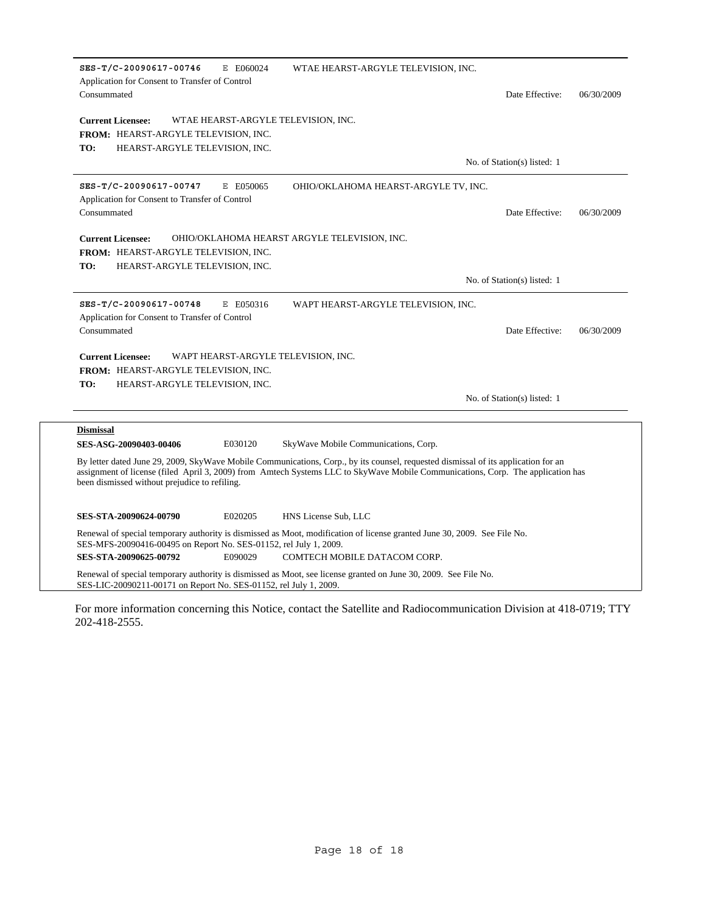**SES-T/C-20090617-00746** E E060024 WTAE HEARST-ARGYLE TELEVISION, INC.

Application for Consent to Transfer of Control

Consummated Date Effective: 06/30/2009

**Current Licensee:** WTAE HEARST-ARGYLE TELEVISION, INC.

**FROM:** HEARST-ARGYLE TELEVISION, INC.

**TO:** HEARST-ARGYLE TELEVISION, INC.

No. of Station(s) listed: 1

---

**SES-T/C-20090617-00747** E E050065 OHIO/OKLAHOMA HEARST-ARGYLE TV, INC.

Application for Consent to Transfer of Control

Consummated Date Effective: 06/30/2009

**Current Licensee:** OHIO/OKLAHOMA HEARST ARGYLE TELEVISION, INC.

**FROM:** HEARST-ARGYLE TELEVISION, INC.

**TO:** HEARST-ARGYLE TELEVISION, INC.

No. of Station(s) listed: 1

---

**SES-T/C-20090617-00748** E E050316 WAPT HEARST-ARGYLE TELEVISION, INC.

Application for Consent to Transfer of Control

Consummated Date Effective: 06/30/2009

**Current Licensee:** WAPT HEARST-ARGYLE TELEVISION, INC.

**FROM:** HEARST-ARGYLE TELEVISION, INC.

**TO:** HEARST-ARGYLE TELEVISION, INC.

No. of Station(s) listed: 1

---

**Dismissal**

**SES-ASG-20090403-00406** E030120 SkyWave Mobile Communications, Corp.

By letter dated June 29, 2009, SkyWave Mobile Communications, Corp., by its counsel, requested dismissal of its application for an assignment of license (filed April 3, 2009) from Amtech Systems LLC to SkyWave Mobile Communications, Corp. The application has been dismissed without prejudice to refiling.

**SES-STA-20090624-00790** E020205 HNS License Sub, LLC

Renewal of special temporary authority is dismissed as Moot, modification of license granted June 30, 2009. See File No. SES-MFS-20090416-00495 on Report No. SES-01152, rel July 1, 2009.

**SES-STA-20090625-00792** E090029 COMTECH MOBILE DATACOM CORP.

Renewal of special temporary authority is dismissed as Moot, see license granted on June 30, 2009. See File No. SES-LIC-20090211-00171 on Report No. SES-01152, rel July 1, 2009.

For more information concerning this Notice, contact the Satellite and Radiocommunication Division at 418-0719; TTY 202-418-2555.